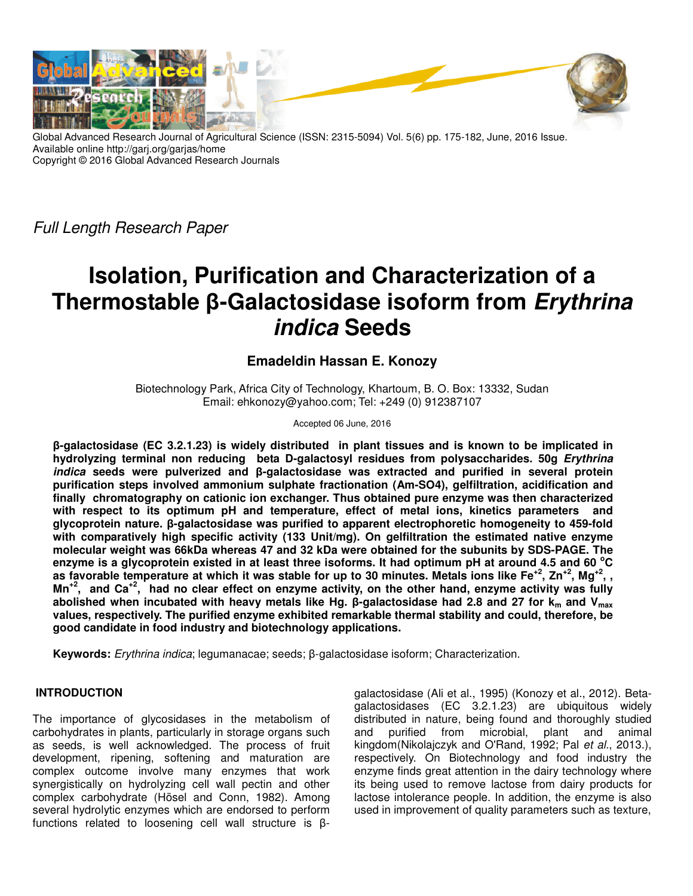Global Advanced Research Journal of Agricultural Science (ISSN: 2315-5094) Vol. 5(6) pp. 175-182, June, 2016 Issue.
Available online http://garj.org/garjas/home
Copyright © 2016 Global Advanced Research Journals

*Full Length Research Paper*

# Isolation, Purification and Characterization of a Thermostable β-Galactosidase isoform from *Erythrina indica* Seeds

**Emadeldin Hassan E. Konozy**

Biotechnology Park, Africa City of Technology, Khartoum, B. O. Box: 13332, Sudan
Email: ehkonozy@yahoo.com; Tel: +249 (0) 912387107

Accepted 06 June, 2016

**β-galactosidase (EC 3.2.1.23) is widely distributed in plant tissues and is known to be implicated in hydrolyzing terminal non reducing beta D-galactosyl residues from polysaccharides. 50g *Erythrina indica* seeds were pulverized and β-galactosidase was extracted and purified in several protein purification steps involved ammonium sulphate fractionation (Am-SO4), gelfiltration, acidification and finally chromatography on cationic ion exchanger. Thus obtained pure enzyme was then characterized with respect to its optimum pH and temperature, effect of metal ions, kinetics parameters and glycoprotein nature. β-galactosidase was purified to apparent electrophoretic homogeneity to 459-fold with comparatively high specific activity (133 Unit/mg). On gelfiltration the estimated native enzyme molecular weight was 66kDa whereas 47 and 32 kDa were obtained for the subunits by SDS-PAGE. The enzyme is a glycoprotein existed in at least three isoforms. It had optimum pH at around 4.5 and 60 °C as favorable temperature at which it was stable for up to 30 minutes. Metals ions like $Fe^{+2}$, $Zn^{+2}$, $Mg^{+2}$, , $Mn^{+2}$, and $Ca^{+2}$, had no clear effect on enzyme activity, on the other hand, enzyme activity was fully abolished when incubated with heavy metals like Hg. β-galactosidase had 2.8 and 27 for $k_m$ and $V_{max}$ values, respectively. The purified enzyme exhibited remarkable thermal stability and could, therefore, be good candidate in food industry and biotechnology applications.**

**Keywords:** *Erythrina indica*; legumanacae; seeds; β-galactosidase isoform; Characterization.

## INTRODUCTION

The importance of glycosidases in the metabolism of carbohydrates in plants, particularly in storage organs such as seeds, is well acknowledged. The process of fruit development, ripening, softening and maturation are complex outcome involve many enzymes that work synergistically on hydrolyzing cell wall pectin and other complex carbohydrate (Hösel and Conn, 1982). Among several hydrolytic enzymes which are endorsed to perform functions related to loosening cell wall structure is β-galactosidase (Ali et al., 1995) (Konozy et al., 2012). Beta-galactosidases (EC 3.2.1.23) are ubiquitous widely distributed in nature, being found and thoroughly studied and purified from microbial, plant and animal kingdom(Nikolajczyk and O'Rand, 1992; Pal *et al*., 2013.), respectively. On Biotechnology and food industry the enzyme finds great attention in the dairy technology where its being used to remove lactose from dairy products for lactose intolerance people. In addition, the enzyme is also used in improvement of quality parameters such as texture,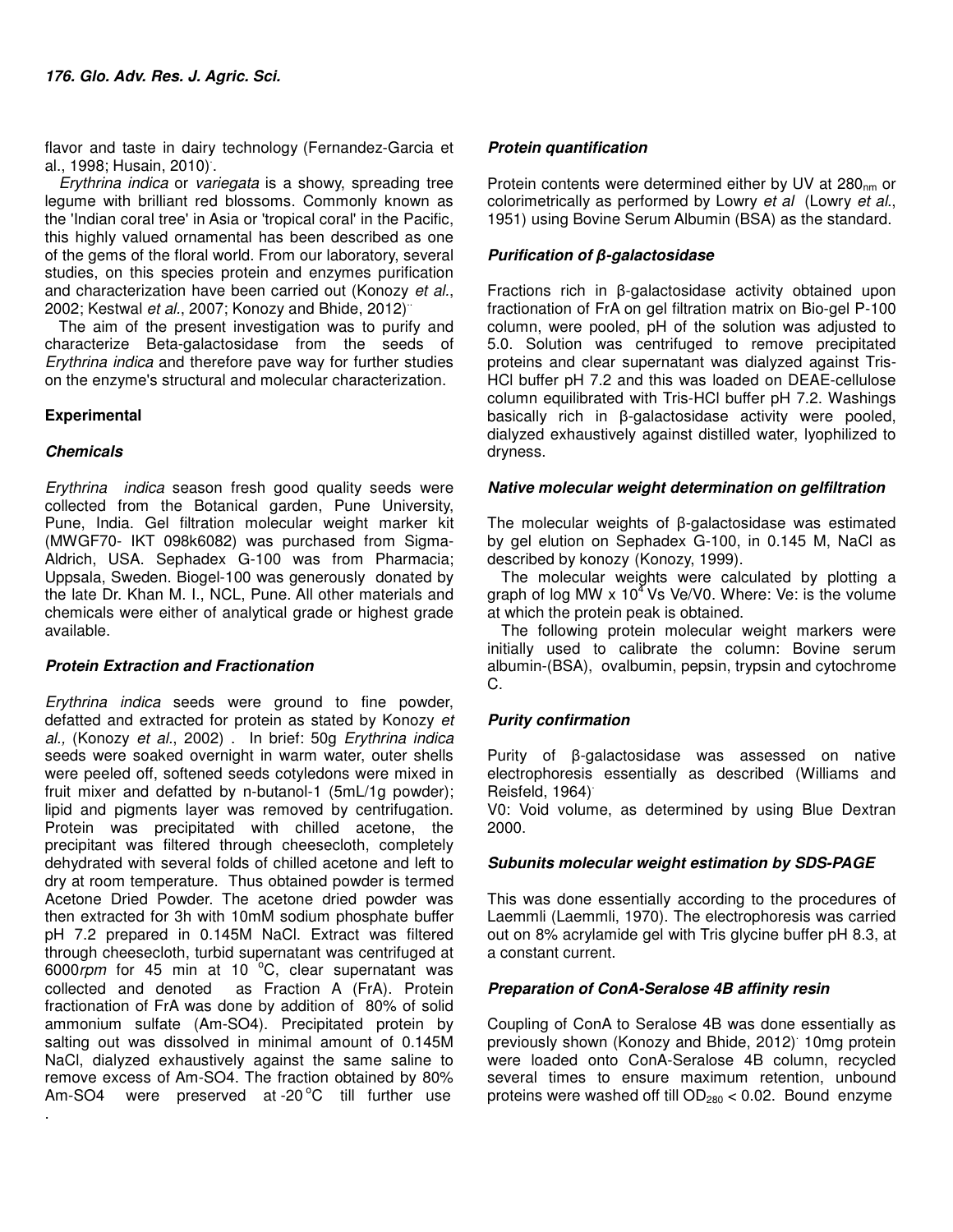flavor and taste in dairy technology (Fernandez-Garcia et al., 1998; Husain, 2010).

*Erythrina indica* or *variegata* is a showy, spreading tree legume with brilliant red blossoms. Commonly known as the 'Indian coral tree' in Asia or 'tropical coral' in the Pacific, this highly valued ornamental has been described as one of the gems of the floral world. From our laboratory, several studies, on this species protein and enzymes purification and characterization have been carried out (Konozy *et al*., 2002; Kestwal *et al*., 2007; Konozy and Bhide, 2012).

The aim of the present investigation was to purify and characterize Beta-galactosidase from the seeds of *Erythrina indica* and therefore pave way for further studies on the enzyme's structural and molecular characterization.

## Experimental

### *Chemicals*

*Erythrina indica* season fresh good quality seeds were collected from the Botanical garden, Pune University, Pune, India. Gel filtration molecular weight marker kit (MWGF70- IKT 098k6082) was purchased from Sigma-Aldrich, USA. Sephadex G-100 was from Pharmacia; Uppsala, Sweden. Biogel-100 was generously donated by the late Dr. Khan M. I., NCL, Pune. All other materials and chemicals were either of analytical grade or highest grade available.

### *Protein Extraction and Fractionation*

*Erythrina indica* seeds were ground to fine powder, defatted and extracted for protein as stated by Konozy *et al.,* (Konozy *et al*., 2002) . In brief: 50g *Erythrina indica* seeds were soaked overnight in warm water, outer shells were peeled off, softened seeds cotyledons were mixed in fruit mixer and defatted by n-butanol-1 (5mL/1g powder); lipid and pigments layer was removed by centrifugation. Protein was precipitated with chilled acetone, the precipitant was filtered through cheesecloth, completely dehydrated with several folds of chilled acetone and left to dry at room temperature. Thus obtained powder is termed Acetone Dried Powder. The acetone dried powder was then extracted for 3h with 10mM sodium phosphate buffer pH 7.2 prepared in 0.145M NaCl. Extract was filtered through cheesecloth, turbid supernatant was centrifuged at 6000*rpm* for 45 min at 10 °C, clear supernatant was collected and denoted as Fraction A (FrA). Protein fractionation of FrA was done by addition of 80% of solid ammonium sulfate (Am-SO4). Precipitated protein by salting out was dissolved in minimal amount of 0.145M NaCl, dialyzed exhaustively against the same saline to remove excess of Am-SO4. The fraction obtained by 80% Am-SO4 were preserved at -20 °C till further use.

### *Protein quantification*

Protein contents were determined either by UV at $280_{nm}$ or colorimetrically as performed by Lowry *et al* (Lowry *et al*., 1951) using Bovine Serum Albumin (BSA) as the standard.

### *Purification of β-galactosidase*

Fractions rich in β-galactosidase activity obtained upon fractionation of FrA on gel filtration matrix on Bio-gel P-100 column, were pooled, pH of the solution was adjusted to 5.0. Solution was centrifuged to remove precipitated proteins and clear supernatant was dialyzed against Tris-HCl buffer pH 7.2 and this was loaded on DEAE-cellulose column equilibrated with Tris-HCl buffer pH 7.2. Washings basically rich in β-galactosidase activity were pooled, dialyzed exhaustively against distilled water, lyophilized to dryness.

### *Native molecular weight determination on gelfiltration*

The molecular weights of β-galactosidase was estimated by gel elution on Sephadex G-100, in 0.145 M, NaCl as described by konozy (Konozy, 1999).

The molecular weights were calculated by plotting a graph of log MW x $10^4$ Vs Ve/V0. Where: Ve: is the volume at which the protein peak is obtained.

The following protein molecular weight markers were initially used to calibrate the column: Bovine serum albumin-(BSA), ovalbumin, pepsin, trypsin and cytochrome C.

### *Purity confirmation*

Purity of β-galactosidase was assessed on native electrophoresis essentially as described (Williams and Reisfeld, 1964).

V0: Void volume, as determined by using Blue Dextran 2000.

### *Subunits molecular weight estimation by SDS-PAGE*

This was done essentially according to the procedures of Laemmli (Laemmli, 1970). The electrophoresis was carried out on 8% acrylamide gel with Tris glycine buffer pH 8.3, at a constant current.

### *Preparation of ConA-Seralose 4B affinity resin*

Coupling of ConA to Seralose 4B was done essentially as previously shown (Konozy and Bhide, 2012). 10mg protein were loaded onto ConA-Seralose 4B column, recycled several times to ensure maximum retention, unbound proteins were washed off till $OD_{280} < 0.02$. Bound enzyme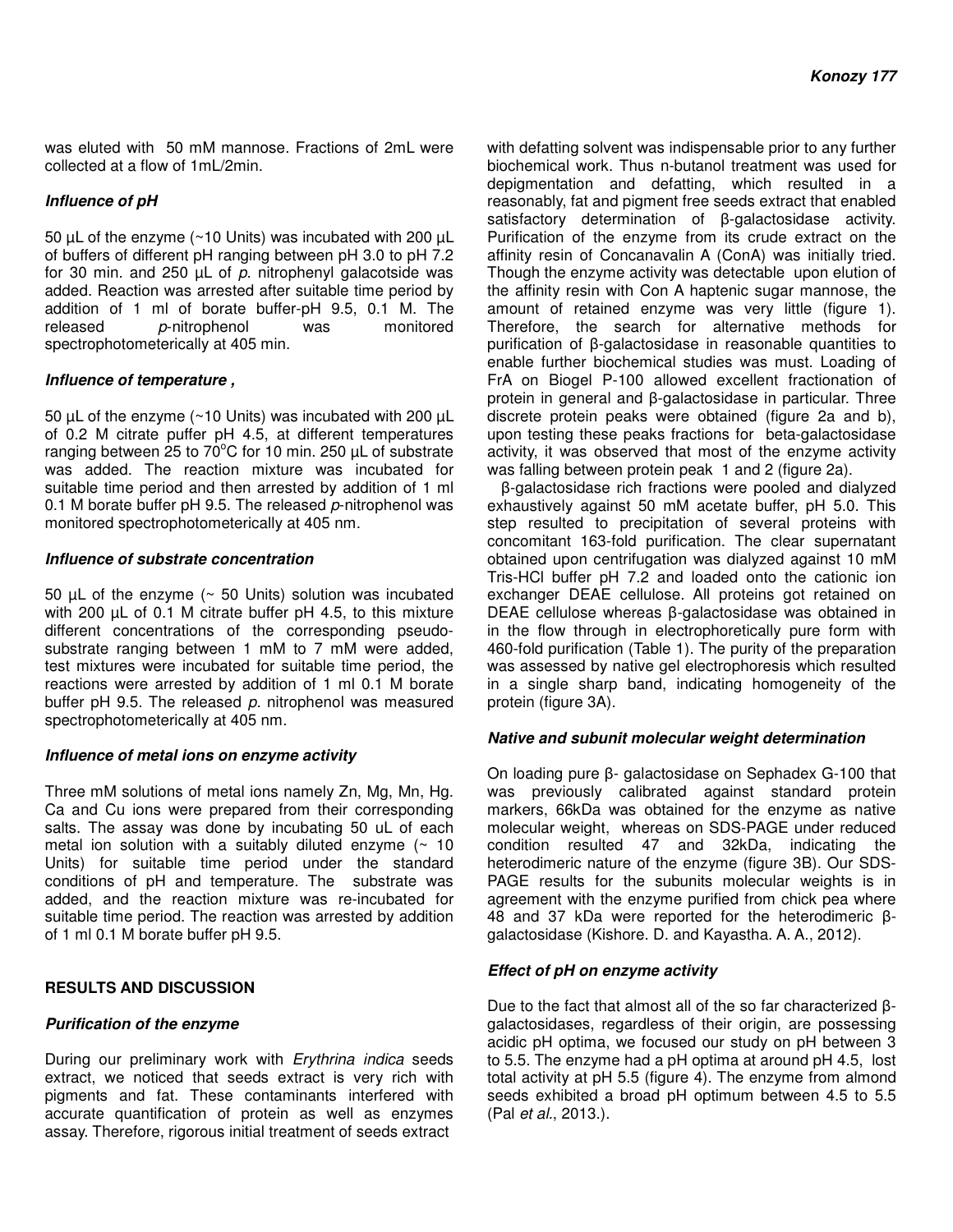was eluted with 50 mM mannose. Fractions of 2mL were collected at a flow of 1mL/2min.

### *Influence of pH*

50 µL of the enzyme (~10 Units) was incubated with 200 µL of buffers of different pH ranging between pH 3.0 to pH 7.2 for 30 min. and 250 µL of *p*. nitrophenyl galacotside was added. Reaction was arrested after suitable time period by addition of 1 ml of borate buffer-pH 9.5, 0.1 M. The released *p*-nitrophenol was monitored spectrophotometerically at 405 min.

### *Influence of temperature ,*

50 µL of the enzyme (~10 Units) was incubated with 200 µL of 0.2 M citrate puffer pH 4.5, at different temperatures ranging between 25 to 70°C for 10 min. 250 µL of substrate was added. The reaction mixture was incubated for suitable time period and then arrested by addition of 1 ml 0.1 M borate buffer pH 9.5. The released *p*-nitrophenol was monitored spectrophotometerically at 405 nm.

### *Influence of substrate concentration*

50 µL of the enzyme (~ 50 Units) solution was incubated with 200 µL of 0.1 M citrate buffer pH 4.5, to this mixture different concentrations of the corresponding pseudo-substrate ranging between 1 mM to 7 mM were added, test mixtures were incubated for suitable time period, the reactions were arrested by addition of 1 ml 0.1 M borate buffer pH 9.5. The released *p*. nitrophenol was measured spectrophotometerically at 405 nm.

### *Influence of metal ions on enzyme activity*

Three mM solutions of metal ions namely Zn, Mg, Mn, Hg. Ca and Cu ions were prepared from their corresponding salts. The assay was done by incubating 50 uL of each metal ion solution with a suitably diluted enzyme (~ 10 Units) for suitable time period under the standard conditions of pH and temperature. The substrate was added, and the reaction mixture was re-incubated for suitable time period. The reaction was arrested by addition of 1 ml 0.1 M borate buffer pH 9.5.

## RESULTS AND DISCUSSION

### *Purification of the enzyme*

During our preliminary work with *Erythrina indica* seeds extract, we noticed that seeds extract is very rich with pigments and fat. These contaminants interfered with accurate quantification of protein as well as enzymes assay. Therefore, rigorous initial treatment of seeds extract with defatting solvent was indispensable prior to any further biochemical work. Thus n-butanol treatment was used for depigmentation and defatting, which resulted in a reasonably, fat and pigment free seeds extract that enabled satisfactory determination of β-galactosidase activity. Purification of the enzyme from its crude extract on the affinity resin of Concanavalin A (ConA) was initially tried. Though the enzyme activity was detectable upon elution of the affinity resin with Con A haptenic sugar mannose, the amount of retained enzyme was very little (figure 1). Therefore, the search for alternative methods for purification of β-galactosidase in reasonable quantities to enable further biochemical studies was must. Loading of FrA on Biogel P-100 allowed excellent fractionation of protein in general and β-galactosidase in particular. Three discrete protein peaks were obtained (figure 2a and b), upon testing these peaks fractions for beta-galactosidase activity, it was observed that most of the enzyme activity was falling between protein peak 1 and 2 (figure 2a).

β-galactosidase rich fractions were pooled and dialyzed exhaustively against 50 mM acetate buffer, pH 5.0. This step resulted to precipitation of several proteins with concomitant 163-fold purification. The clear supernatant obtained upon centrifugation was dialyzed against 10 mM Tris-HCl buffer pH 7.2 and loaded onto the cationic ion exchanger DEAE cellulose. All proteins got retained on DEAE cellulose whereas β-galactosidase was obtained in in the flow through in electrophoretically pure form with 460-fold purification (Table 1). The purity of the preparation was assessed by native gel electrophoresis which resulted in a single sharp band, indicating homogeneity of the protein (figure 3A).

### *Native and subunit molecular weight determination*

On loading pure β- galactosidase on Sephadex G-100 that was previously calibrated against standard protein markers, 66kDa was obtained for the enzyme as native molecular weight, whereas on SDS-PAGE under reduced condition resulted 47 and 32kDa, indicating the heterodimeric nature of the enzyme (figure 3B). Our SDS-PAGE results for the subunits molecular weights is in agreement with the enzyme purified from chick pea where 48 and 37 kDa were reported for the heterodimeric β-galactosidase (Kishore. D. and Kayastha. A. A., 2012).

### *Effect of pH on enzyme activity*

Due to the fact that almost all of the so far characterized β-galactosidases, regardless of their origin, are possessing acidic pH optima, we focused our study on pH between 3 to 5.5. The enzyme had a pH optima at around pH 4.5, lost total activity at pH 5.5 (figure 4). The enzyme from almond seeds exhibited a broad pH optimum between 4.5 to 5.5 (Pal *et al*., 2013.).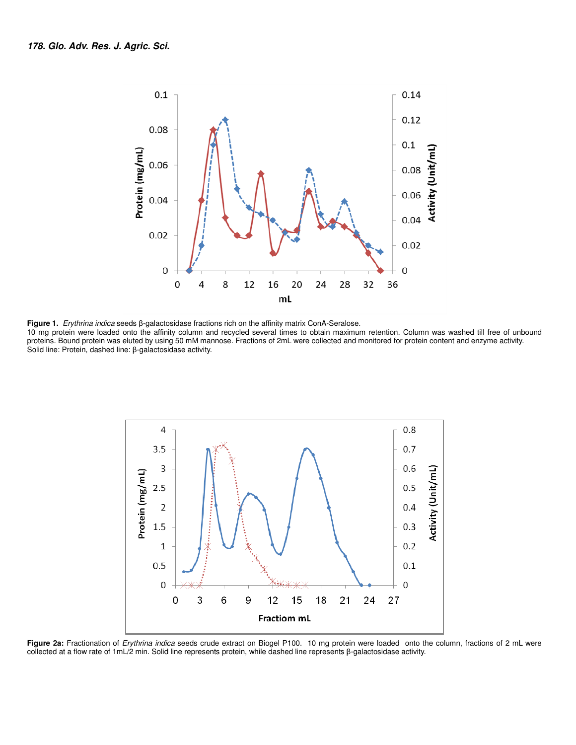**Figure 1.** *Erythrina indica* seeds β-galactosidase fractions rich on the affinity matrix ConA-Seralose.
10 mg protein were loaded onto the affinity column and recycled several times to obtain maximum retention. Column was washed till free of unbound proteins. Bound protein was eluted by using 50 mM mannose. Fractions of 2mL were collected and monitored for protein content and enzyme activity. Solid line: Protein, dashed line: β-galactosidase activity.

**Figure 2a:** Fractionation of *Erythrina indica* seeds crude extract on Biogel P100. 10 mg protein were loaded onto the column, fractions of 2 mL were collected at a flow rate of 1mL/2 min. Solid line represents protein, while dashed line represents β-galactosidase activity.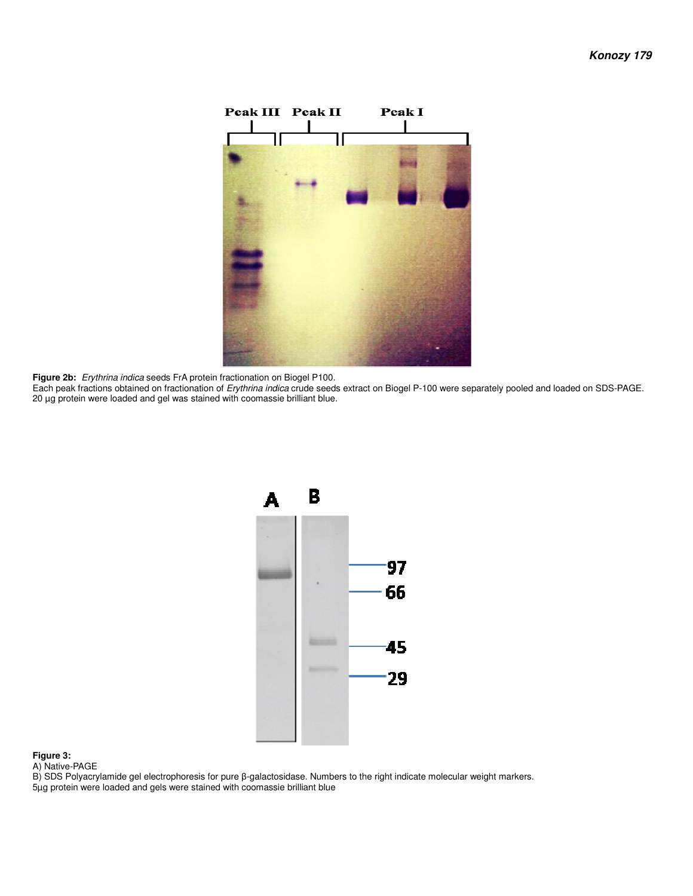**Figure 2b:** *Erythrina indica* seeds FrA protein fractionation on Biogel P100.
Each peak fractions obtained on fractionation of *Erythrina indica* crude seeds extract on Biogel P-100 were separately pooled and loaded on SDS-PAGE. 20 µg protein were loaded and gel was stained with coomassie brilliant blue.

**Figure 3:**
A) Native-PAGE
B) SDS Polyacrylamide gel electrophoresis for pure β-galactosidase. Numbers to the right indicate molecular weight markers.
5µg protein were loaded and gels were stained with coomassie brilliant blue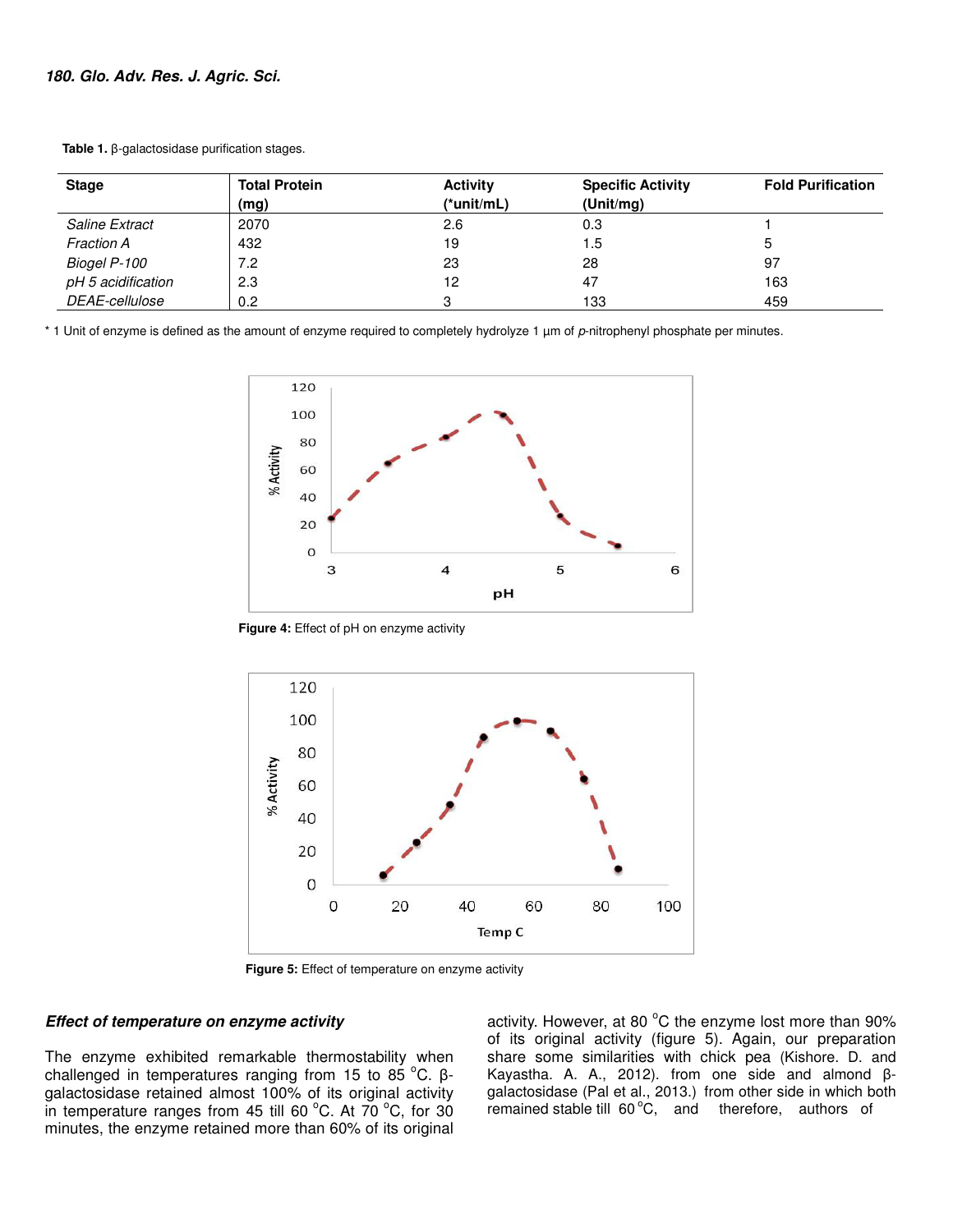**Table 1.** β-galactosidase purification stages.

| Stage | Total Protein (mg) | Activity (*unit/mL) | Specific Activity (Unit/mg) | Fold Purification |
|---|---|---|---|---|
| *Saline Extract* | 2070 | 2.6 | 0.3 | 1 |
| *Fraction A* | 432 | 19 | 1.5 | 5 |
| *Biogel P-100* | 7.2 | 23 | 28 | 97 |
| *pH 5 acidification* | 2.3 | 12 | 47 | 163 |
| *DEAE-cellulose* | 0.2 | 3 | 133 | 459 |

* 1 Unit of enzyme is defined as the amount of enzyme required to completely hydrolyze 1 µm of *p*-nitrophenyl phosphate per minutes.

**Figure 4:** Effect of pH on enzyme activity

**Figure 5:** Effect of temperature on enzyme activity

### *Effect of temperature on enzyme activity*

The enzyme exhibited remarkable thermostability when challenged in temperatures ranging from 15 to 85 °C. β-galactosidase retained almost 100% of its original activity in temperature ranges from 45 till 60 °C. At 70 °C, for 30 minutes, the enzyme retained more than 60% of its original activity. However, at 80 °C the enzyme lost more than 90% of its original activity (figure 5). Again, our preparation share some similarities with chick pea (Kishore. D. and Kayastha. A. A., 2012). from one side and almond β-galactosidase (Pal et al., 2013.) from other side in which both remained stable till 60 °C, and therefore, authors of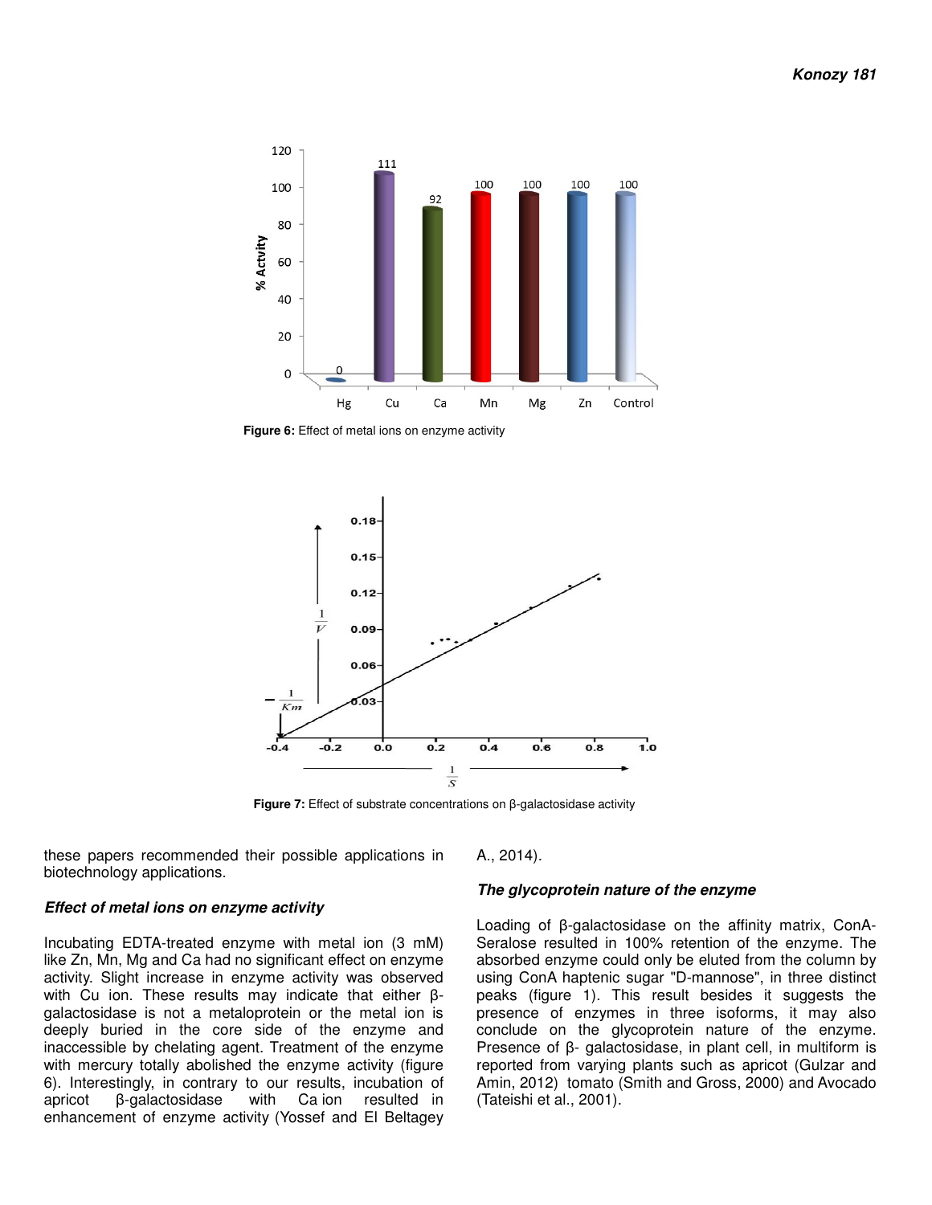**Figure 6:** Effect of metal ions on enzyme activity

**Figure 7:** Effect of substrate concentrations on β-galactosidase activity

these papers recommended their possible applications in biotechnology applications.

### *Effect of metal ions on enzyme activity*

Incubating EDTA-treated enzyme with metal ion (3 mM) like Zn, Mn, Mg and Ca had no significant effect on enzyme activity. Slight increase in enzyme activity was observed with Cu ion. These results may indicate that either β-galactosidase is not a metaloprotein or the metal ion is deeply buried in the core side of the enzyme and inaccessible by chelating agent. Treatment of the enzyme with mercury totally abolished the enzyme activity (figure 6). Interestingly, in contrary to our results, incubation of apricot β-galactosidase with Ca ion resulted in enhancement of enzyme activity (Yossef and El Beltagey A., 2014).

### *The glycoprotein nature of the enzyme*

Loading of β-galactosidase on the affinity matrix, ConA-Seralose resulted in 100% retention of the enzyme. The absorbed enzyme could only be eluted from the column by using ConA haptenic sugar "D-mannose", in three distinct peaks (figure 1). This result besides it suggests the presence of enzymes in three isoforms, it may also conclude on the glycoprotein nature of the enzyme. Presence of β- galactosidase, in plant cell, in multiform is reported from varying plants such as apricot (Gulzar and Amin, 2012) tomato (Smith and Gross, 2000) and Avocado (Tateishi et al., 2001).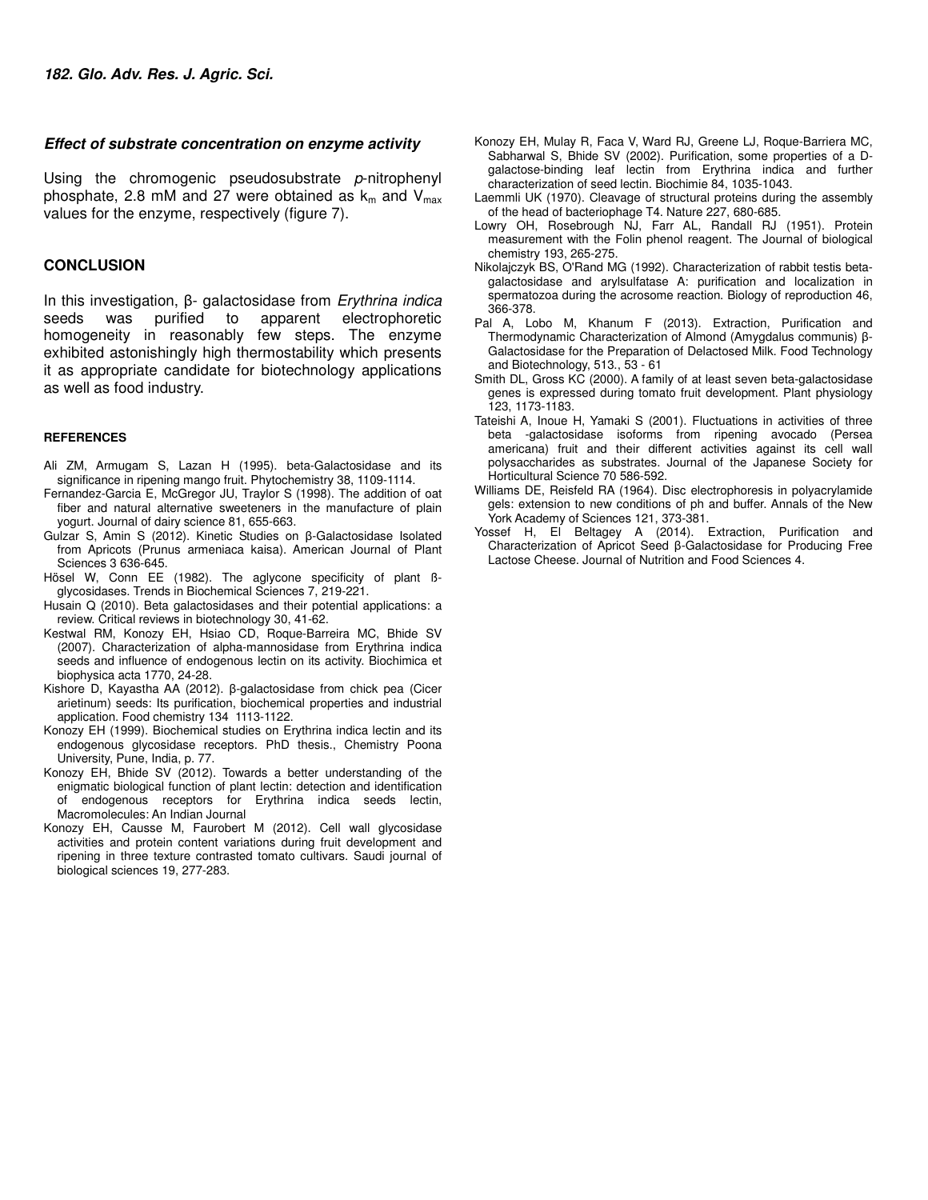### *Effect of substrate concentration on enzyme activity*

Using the chromogenic pseudosubstrate *p*-nitrophenyl phosphate, 2.8 mM and 27 were obtained as $k_m$ and $V_{max}$ values for the enzyme, respectively (figure 7).

## CONCLUSION

In this investigation, β- galactosidase from *Erythrina indica* seeds was purified to apparent electrophoretic homogeneity in reasonably few steps. The enzyme exhibited astonishingly high thermostability which presents it as appropriate candidate for biotechnology applications as well as food industry.

## REFERENCES

Ali ZM, Armugam S, Lazan H (1995). beta-Galactosidase and its significance in ripening mango fruit. Phytochemistry 38, 1109-1114.

Fernandez-Garcia E, McGregor JU, Traylor S (1998). The addition of oat fiber and natural alternative sweeteners in the manufacture of plain yogurt. Journal of dairy science 81, 655-663.

Gulzar S, Amin S (2012). Kinetic Studies on β-Galactosidase Isolated from Apricots (Prunus armeniaca kaisa). American Journal of Plant Sciences 3 636-645.

Hösel W, Conn EE (1982). The aglycone specificity of plant ß-glycosidases. Trends in Biochemical Sciences 7, 219-221.

Husain Q (2010). Beta galactosidases and their potential applications: a review. Critical reviews in biotechnology 30, 41-62.

Kestwal RM, Konozy EH, Hsiao CD, Roque-Barreira MC, Bhide SV (2007). Characterization of alpha-mannosidase from Erythrina indica seeds and influence of endogenous lectin on its activity. Biochimica et biophysica acta 1770, 24-28.

Kishore D, Kayastha AA (2012). β-galactosidase from chick pea (Cicer arietinum) seeds: Its purification, biochemical properties and industrial application. Food chemistry 134 1113-1122.

Konozy EH (1999). Biochemical studies on Erythrina indica lectin and its endogenous glycosidase receptors. PhD thesis., Chemistry Poona University, Pune, India, p. 77.

Konozy EH, Bhide SV (2012). Towards a better understanding of the enigmatic biological function of plant lectin: detection and identification of endogenous receptors for Erythrina indica seeds lectin, Macromolecules: An Indian Journal

Konozy EH, Causse M, Faurobert M (2012). Cell wall glycosidase activities and protein content variations during fruit development and ripening in three texture contrasted tomato cultivars. Saudi journal of biological sciences 19, 277-283.

Konozy EH, Mulay R, Faca V, Ward RJ, Greene LJ, Roque-Barriera MC, Sabharwal S, Bhide SV (2002). Purification, some properties of a D-galactose-binding leaf lectin from Erythrina indica and further characterization of seed lectin. Biochimie 84, 1035-1043.

Laemmli UK (1970). Cleavage of structural proteins during the assembly of the head of bacteriophage T4. Nature 227, 680-685.

Lowry OH, Rosebrough NJ, Farr AL, Randall RJ (1951). Protein measurement with the Folin phenol reagent. The Journal of biological chemistry 193, 265-275.

Nikolajczyk BS, O'Rand MG (1992). Characterization of rabbit testis beta-galactosidase and arylsulfatase A: purification and localization in spermatozoa during the acrosome reaction. Biology of reproduction 46, 366-378.

Pal A, Lobo M, Khanum F (2013). Extraction, Purification and Thermodynamic Characterization of Almond (Amygdalus communis) β-Galactosidase for the Preparation of Delactosed Milk. Food Technology and Biotechnology, 513., 53 - 61

Smith DL, Gross KC (2000). A family of at least seven beta-galactosidase genes is expressed during tomato fruit development. Plant physiology 123, 1173-1183.

Tateishi A, Inoue H, Yamaki S (2001). Fluctuations in activities of three beta -galactosidase isoforms from ripening avocado (Persea americana) fruit and their different activities against its cell wall polysaccharides as substrates. Journal of the Japanese Society for Horticultural Science 70 586-592.

Williams DE, Reisfeld RA (1964). Disc electrophoresis in polyacrylamide gels: extension to new conditions of ph and buffer. Annals of the New York Academy of Sciences 121, 373-381.

Yossef H, El Beltagey A (2014). Extraction, Purification and Characterization of Apricot Seed β-Galactosidase for Producing Free Lactose Cheese. Journal of Nutrition and Food Sciences 4.